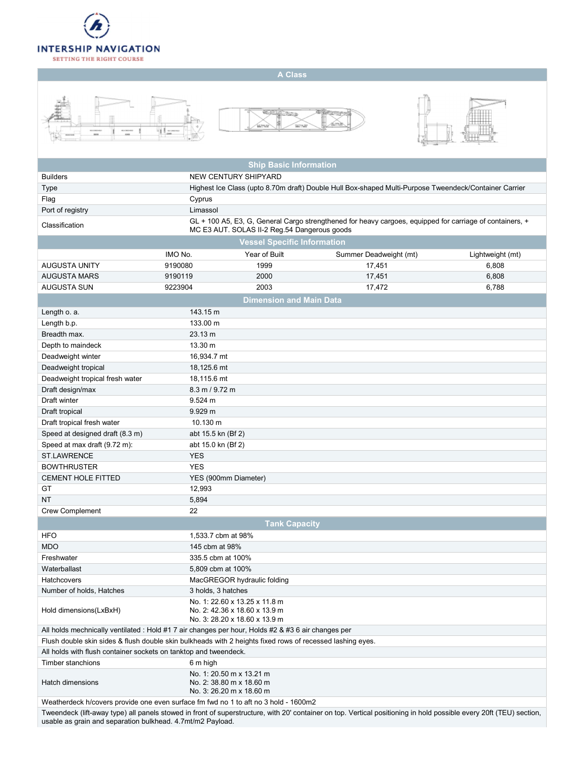INTERSHIP NAVIGATION

SETTING THE RIGHT COURSE

## A Class

## Ship Basic Information

| | |
|---|---|
| Builders | NEW CENTURY SHIPYARD |
| Type | Highest Ice Class (upto 8.70m draft) Double Hull Box-shaped Multi-Purpose Tweendeck/Container Carrier |
| Flag | Cyprus |
| Port of registry | Limassol |
| Classification | GL + 100 A5, E3, G, General Cargo strengthened for heavy cargoes, equipped for carriage of containers, + MC E3 AUT. SOLAS II-2 Reg.54 Dangerous goods |

## Vessel Specific Information

| | IMO No. | Year of Built | Summer Deadweight (mt) | Lightweight (mt) |
|---|---|---|---|---|
| AUGUSTA UNITY | 9190080 | 1999 | 17,451 | 6,808 |
| AUGUSTA MARS | 9190119 | 2000 | 17,451 | 6,808 |
| AUGUSTA SUN | 9223904 | 2003 | 17,472 | 6,788 |

## Dimension and Main Data

| | |
|---|---|
| Length o. a. | 143.15 m |
| Length b.p. | 133.00 m |
| Breadth max. | 23.13 m |
| Depth to maindeck | 13.30 m |
| Deadweight winter | 16,934.7 mt |
| Deadweight tropical | 18,125.6 mt |
| Deadweight tropical fresh water | 18,115.6 mt |
| Draft design/max | 8.3 m / 9.72 m |
| Draft winter | 9.524 m |
| Draft tropical | 9.929 m |
| Draft tropical fresh water | 10.130 m |
| Speed at designed draft (8.3 m) | abt 15.5 kn (Bf 2) |
| Speed at max draft (9.72 m): | abt 15.0 kn (Bf 2) |
| ST.LAWRENCE | YES |
| BOWTHRUSTER | YES |
| CEMENT HOLE FITTED | YES (900mm Diameter) |
| GT | 12,993 |
| NT | 5,894 |
| Crew Complement | 22 |

## Tank Capacity

| | |
|---|---|
| HFO | 1,533.7 cbm at 98% |
| MDO | 145 cbm at 98% |
| Freshwater | 335.5 cbm at 100% |
| Waterballast | 5,809 cbm at 100% |
| Hatchcovers | MacGREGOR hydraulic folding |
| Number of holds, Hatches | 3 holds, 3 hatches |
| Hold dimensions(LxBxH) | No. 1: 22.60 x 13.25 x 11.8 m<br>No. 2: 42.36 x 18.60 x 13.9 m<br>No. 3: 28.20 x 18.60 x 13.9 m |

All holds mechnically ventilated : Hold #1 7 air changes per hour, Holds #2 & #3 6 air changes per

Flush double skin sides & flush double skin bulkheads with 2 heights fixed rows of recessed lashing eyes.

All holds with flush container sockets on tanktop and tweendeck.

| | |
|---|---|
| Timber stanchions | 6 m high |
| Hatch dimensions | No. 1: 20.50 m x 13.21 m<br>No. 2: 38.80 m x 18.60 m<br>No. 3: 26.20 m x 18.60 m |

Weatherdeck h/covers provide one even surface fm fwd no 1 to aft no 3 hold - 1600m2

Tweendeck (lift-away type) all panels stowed in front of superstructure, with 20' container on top. Vertical positioning in hold possible every 20ft (TEU) section, usable as grain and separation bulkhead. 4.7mt/m2 Payload.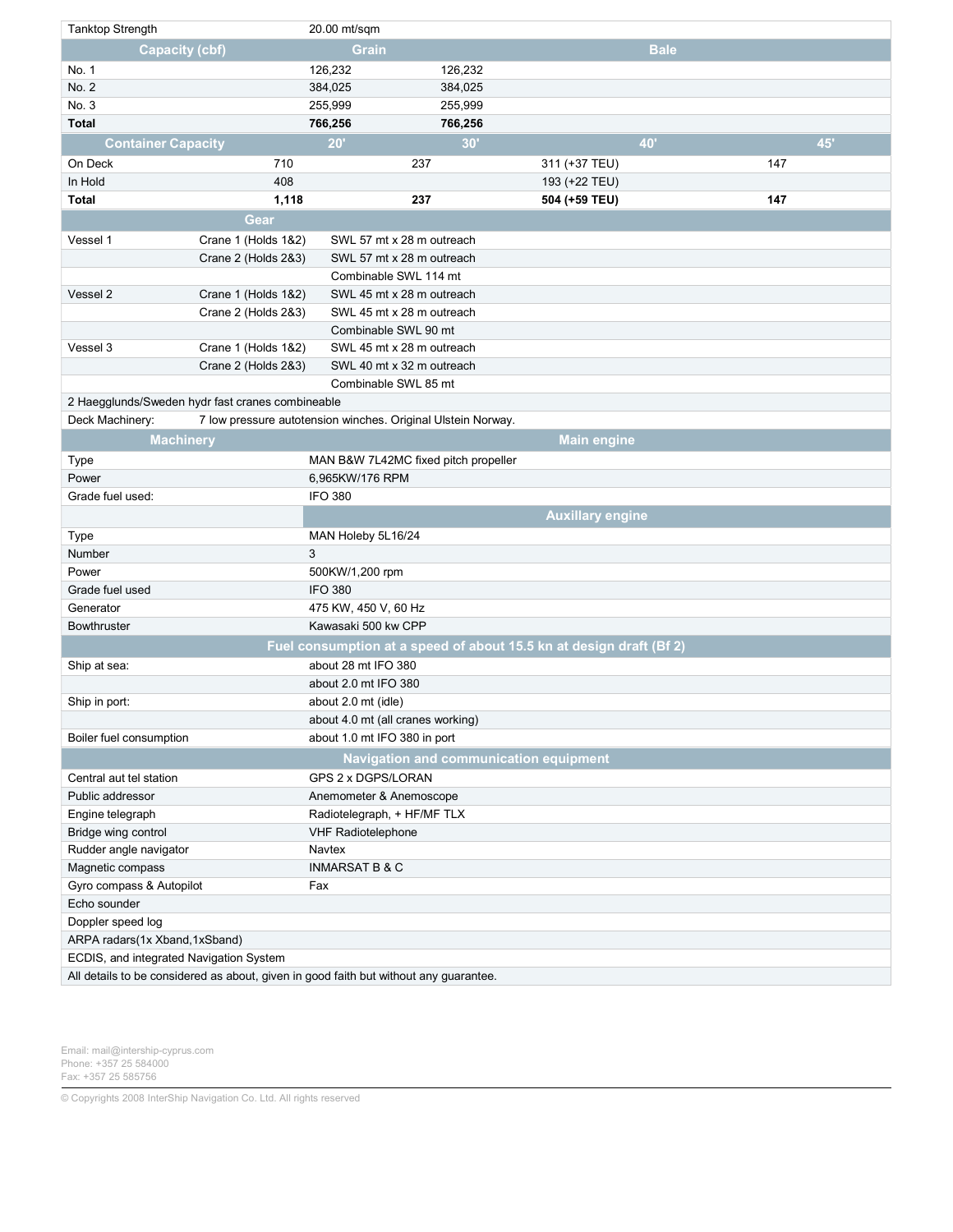| | | | | |
|---|---|---|---|---|
| Tanktop Strength | 20.00 mt/sqm | | | |
| **Capacity (cbf)** | **Grain** | | **Bale** | |
| No. 1 | 126,232 | 126,232 | | |
| No. 2 | 384,025 | 384,025 | | |
| No. 3 | 255,999 | 255,999 | | |
| **Total** | **766,256** | **766,256** | | |
| **Container Capacity** | **20'** | **30'** | **40'** | **45'** |
| On Deck | 710 | 237 | 311 (+37 TEU) | 147 |
| In Hold | 408 | | 193 (+22 TEU) | |
| **Total** | **1,118** | **237** | **504 (+59 TEU)** | **147** |

| **Gear** | | |
|---|---|---|
| Vessel 1 | Crane 1 (Holds 1&2) | SWL 57 mt x 28 m outreach |
| | Crane 2 (Holds 2&3) | SWL 57 mt x 28 m outreach |
| | | Combinable SWL 114 mt |
| Vessel 2 | Crane 1 (Holds 1&2) | SWL 45 mt x 28 m outreach |
| | Crane 2 (Holds 2&3) | SWL 45 mt x 28 m outreach |
| | | Combinable SWL 90 mt |
| Vessel 3 | Crane 1 (Holds 1&2) | SWL 45 mt x 28 m outreach |
| | Crane 2 (Holds 2&3) | SWL 40 mt x 32 m outreach |
| | | Combinable SWL 85 mt |
| 2 Haegglunds/Sweden hydr fast cranes combineable | | |
| Deck Machinery: | 7 low pressure autotension winches. Original Ulstein Norway. | |

| **Machinery** | **Main engine** |
|---|---|
| Type | MAN B&W 7L42MC fixed pitch propeller |
| Power | 6,965KW/176 RPM |
| Grade fuel used: | IFO 380 |
| | **Auxillary engine** |
| Type | MAN Holeby 5L16/24 |
| Number | 3 |
| Power | 500KW/1,200 rpm |
| Grade fuel used | IFO 380 |
| Generator | 475 KW, 450 V, 60 Hz |
| Bowthruster | Kawasaki 500 kw CPP |
| **Fuel consumption at a speed of about 15.5 kn at design draft (Bf 2)** | |
| Ship at sea: | about 28 mt IFO 380 |
| | about 2.0 mt IFO 380 |
| Ship in port: | about 2.0 mt (idle) |
| | about 4.0 mt (all cranes working) |
| Boiler fuel consumption | about 1.0 mt IFO 380 in port |
| **Navigation and communication equipment** | |
| Central aut tel station | GPS 2 x DGPS/LORAN |
| Public addressor | Anemometer & Anemoscope |
| Engine telegraph | Radiotelegraph, + HF/MF TLX |
| Bridge wing control | VHF Radiotelephone |
| Rudder angle navigator | Navtex |
| Magnetic compass | INMARSAT B & C |
| Gyro compass & Autopilot | Fax |
| Echo sounder | |
| Doppler speed log | |
| ARPA radars(1x Xband,1xSband) | |
| ECDIS, and integrated Navigation System | |

All details to be considered as about, given in good faith but without any guarantee.

Email: mail@intership-cyprus.com
Phone: +357 25 584000
Fax: +357 25 585756

© Copyrights 2008 InterShip Navigation Co. Ltd. All rights reserved